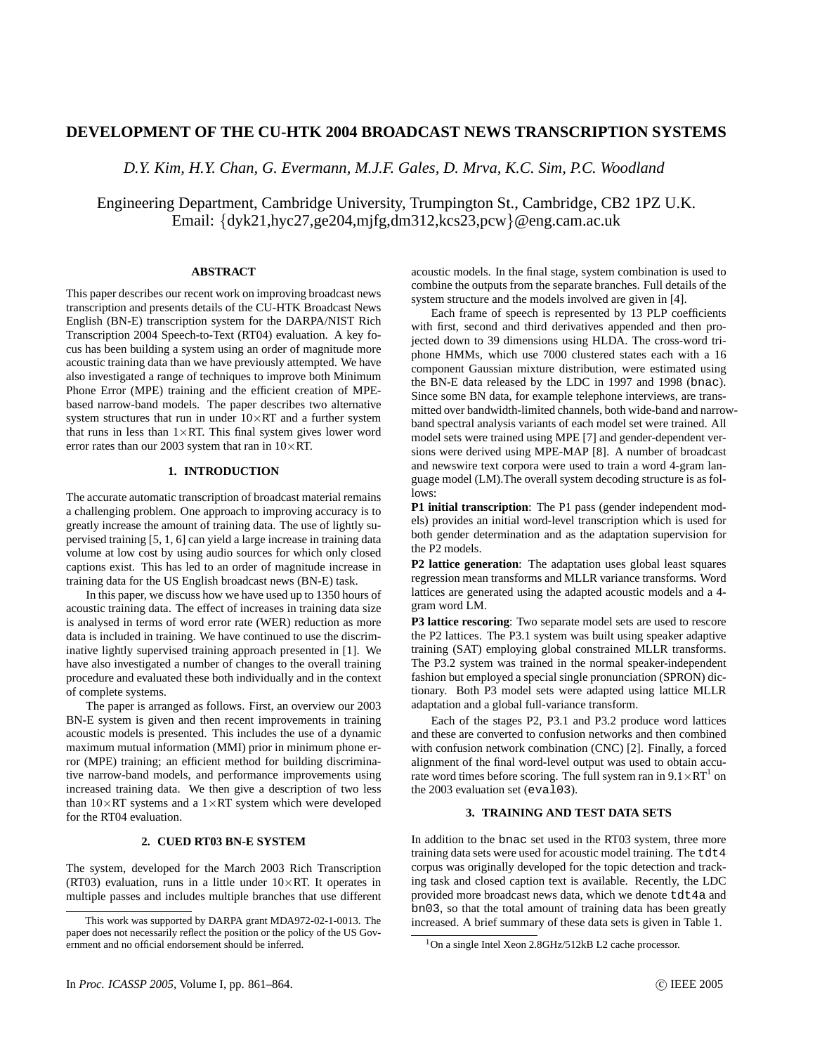# DEVELOPMENT OF THE CU-HTK 2004 BROADCAST NEWS TRANSCRIPTION SYSTEMS

*D.Y. Kim, H.Y. Chan, G. Evermann, M.J.F. Gales, D. Mrva, K.C. Sim, P.C. Woodland*

Engineering Department, Cambridge University, Trumpington St., Cambridge, CB2 1PZ U.K.
Email: {dyk21,hyc27,ge204,mjfg,dm312,kcs23,pcw}@eng.cam.ac.uk

## ABSTRACT

This paper describes our recent work on improving broadcast news transcription and presents details of the CU-HTK Broadcast News English (BN-E) transcription system for the DARPA/NIST Rich Transcription 2004 Speech-to-Text (RT04) evaluation. A key focus has been building a system using an order of magnitude more acoustic training data than we have previously attempted. We have also investigated a range of techniques to improve both Minimum Phone Error (MPE) training and the efficient creation of MPE-based narrow-band models. The paper describes two alternative system structures that run in under 10×RT and a further system that runs in less than 1×RT. This final system gives lower word error rates than our 2003 system that ran in 10×RT.

## 1. INTRODUCTION

The accurate automatic transcription of broadcast material remains a challenging problem. One approach to improving accuracy is to greatly increase the amount of training data. The use of lightly supervised training [5, 1, 6] can yield a large increase in training data volume at low cost by using audio sources for which only closed captions exist. This has led to an order of magnitude increase in training data for the US English broadcast news (BN-E) task.

In this paper, we discuss how we have used up to 1350 hours of acoustic training data. The effect of increases in training data size is analysed in terms of word error rate (WER) reduction as more data is included in training. We have continued to use the discriminative lightly supervised training approach presented in [1]. We have also investigated a number of changes to the overall training procedure and evaluated these both individually and in the context of complete systems.

The paper is arranged as follows. First, an overview our 2003 BN-E system is given and then recent improvements in training acoustic models is presented. This includes the use of a dynamic maximum mutual information (MMI) prior in minimum phone error (MPE) training; an efficient method for building discriminative narrow-band models, and performance improvements using increased training data. We then give a description of two less than 10×RT systems and a 1×RT system which were developed for the RT04 evaluation.

## 2. CUED RT03 BN-E SYSTEM

The system, developed for the March 2003 Rich Transcription (RT03) evaluation, runs in a little under 10×RT. It operates in multiple passes and includes multiple branches that use different acoustic models. In the final stage, system combination is used to combine the outputs from the separate branches. Full details of the system structure and the models involved are given in [4].

Each frame of speech is represented by 13 PLP coefficients with first, second and third derivatives appended and then projected down to 39 dimensions using HLDA. The cross-word triphone HMMs, which use 7000 clustered states each with a 16 component Gaussian mixture distribution, were estimated using the BN-E data released by the LDC in 1997 and 1998 (`bnac`). Since some BN data, for example telephone interviews, are transmitted over bandwidth-limited channels, both wide-band and narrow-band spectral analysis variants of each model set were trained. All model sets were trained using MPE [7] and gender-dependent versions were derived using MPE-MAP [8]. A number of broadcast and newswire text corpora were used to train a word 4-gram language model (LM).The overall system decoding structure is as follows:

**P1 initial transcription**: The P1 pass (gender independent models) provides an initial word-level transcription which is used for both gender determination and as the adaptation supervision for the P2 models.

**P2 lattice generation**: The adaptation uses global least squares regression mean transforms and MLLR variance transforms. Word lattices are generated using the adapted acoustic models and a 4-gram word LM.

**P3 lattice rescoring**: Two separate model sets are used to rescore the P2 lattices. The P3.1 system was built using speaker adaptive training (SAT) employing global constrained MLLR transforms. The P3.2 system was trained in the normal speaker-independent fashion but employed a special single pronunciation (SPRON) dictionary. Both P3 model sets were adapted using lattice MLLR adaptation and a global full-variance transform.

Each of the stages P2, P3.1 and P3.2 produce word lattices and these are converted to confusion networks and then combined with confusion network combination (CNC) [2]. Finally, a forced alignment of the final word-level output was used to obtain accurate word times before scoring. The full system ran in 9.1×RT[1] on the 2003 evaluation set (`eval03`).

## 3. TRAINING AND TEST DATA SETS

In addition to the `bnac` set used in the RT03 system, three more training data sets were used for acoustic model training. The `tdt4` corpus was originally developed for the topic detection and tracking task and closed caption text is available. Recently, the LDC provided more broadcast news data, which we denote `tdt4a` and `bn03`, so that the total amount of training data has been greatly increased. A brief summary of these data sets is given in Table 1.

---

This work was supported by DARPA grant MDA972-02-1-0013. The paper does not necessarily reflect the position or the policy of the US Government and no official endorsement should be inferred.

[1] On a single Intel Xeon 2.8GHz/512kB L2 cache processor.

In *Proc. ICASSP 2005*, Volume I, pp. 861–864. © IEEE 2005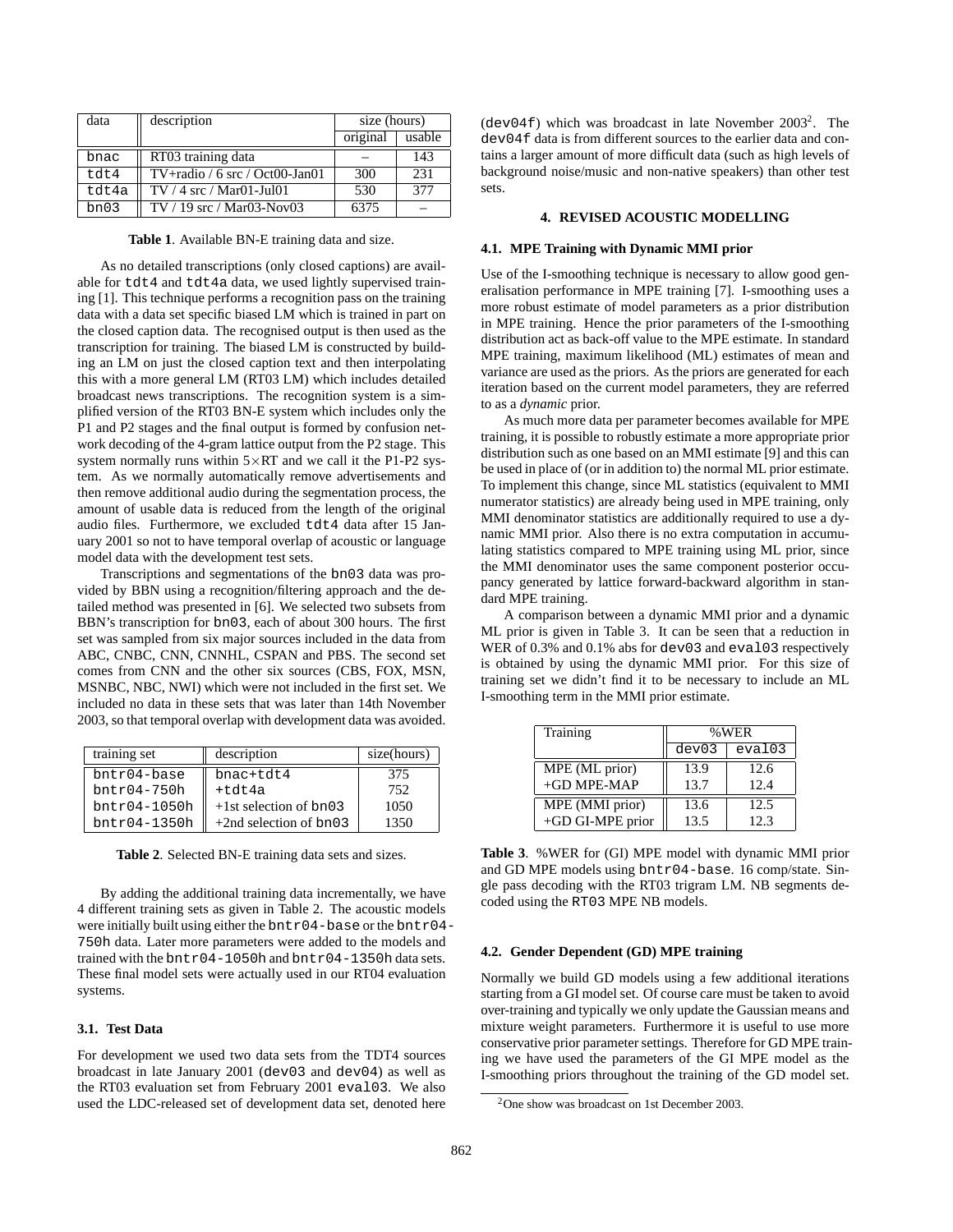| data | description | size (hours) | |
|---|---|---|---|
| | | original | usable |
| bnac | RT03 training data | – | 143 |
| tdt4 | TV+radio / 6 src / Oct00-Jan01 | 300 | 231 |
| tdt4a | TV / 4 src / Mar01-Jul01 | 530 | 377 |
| bn03 | TV / 19 src / Mar03-Nov03 | 6375 | – |

**Table 1**. Available BN-E training data and size.

As no detailed transcriptions (only closed captions) are available for tdt4 and tdt4a data, we used lightly supervised training [1]. This technique performs a recognition pass on the training data with a data set specific biased LM which is trained in part on the closed caption data. The recognised output is then used as the transcription for training. The biased LM is constructed by building an LM on just the closed caption text and then interpolating this with a more general LM (RT03 LM) which includes detailed broadcast news transcriptions. The recognition system is a simplified version of the RT03 BN-E system which includes only the P1 and P2 stages and the final output is formed by confusion network decoding of the 4-gram lattice output from the P2 stage. This system normally runs within $5\times$RT and we call it the P1-P2 system. As we normally automatically remove advertisements and then remove additional audio during the segmentation process, the amount of usable data is reduced from the length of the original audio files. Furthermore, we excluded tdt4 data after 15 January 2001 so not to have temporal overlap of acoustic or language model data with the development test sets.

Transcriptions and segmentations of the bn03 data was provided by BBN using a recognition/filtering approach and the detailed method was presented in [6]. We selected two subsets from BBN's transcription for bn03, each of about 300 hours. The first set was sampled from six major sources included in the data from ABC, CNBC, CNN, CNNHL, CSPAN and PBS. The second set comes from CNN and the other six sources (CBS, FOX, MSN, MSNBC, NBC, NWI) which were not included in the first set. We included no data in these sets that was later than 14th November 2003, so that temporal overlap with development data was avoided.

| training set | description | size(hours) |
|---|---|---|
| bntr04-base | bnac+tdt4 | 375 |
| bntr04-750h | +tdt4a | 752 |
| bntr04-1050h | +1st selection of bn03 | 1050 |
| bntr04-1350h | +2nd selection of bn03 | 1350 |

**Table 2**. Selected BN-E training data sets and sizes.

By adding the additional training data incrementally, we have 4 different training sets as given in Table 2. The acoustic models were initially built using either the bntr04-base or the bntr04-750h data. Later more parameters were added to the models and trained with the bntr04-1050h and bntr04-1350h data sets. These final model sets were actually used in our RT04 evaluation systems.

### 3.1. Test Data

For development we used two data sets from the TDT4 sources broadcast in late January 2001 (dev03 and dev04) as well as the RT03 evaluation set from February 2001 eval03. We also used the LDC-released set of development data set, denoted here (dev04f) which was broadcast in late November 2003[2]. The dev04f data is from different sources to the earlier data and contains a larger amount of more difficult data (such as high levels of background noise/music and non-native speakers) than other test sets.

## 4. REVISED ACOUSTIC MODELLING

### 4.1. MPE Training with Dynamic MMI prior

Use of the I-smoothing technique is necessary to allow good generalisation performance in MPE training [7]. I-smoothing uses a more robust estimate of model parameters as a prior distribution in MPE training. Hence the prior parameters of the I-smoothing distribution act as back-off value to the MPE estimate. In standard MPE training, maximum likelihood (ML) estimates of mean and variance are used as the priors. As the priors are generated for each iteration based on the current model parameters, they are referred to as a *dynamic* prior.

As much more data per parameter becomes available for MPE training, it is possible to robustly estimate a more appropriate prior distribution such as one based on an MMI estimate [9] and this can be used in place of (or in addition to) the normal ML prior estimate. To implement this change, since ML statistics (equivalent to MMI numerator statistics) are already being used in MPE training, only MMI denominator statistics are additionally required to use a dynamic MMI prior. Also there is no extra computation in accumulating statistics compared to MPE training using ML prior, since the MMI denominator uses the same component posterior occupancy generated by lattice forward-backward algorithm in standard MPE training.

A comparison between a dynamic MMI prior and a dynamic ML prior is given in Table 3. It can be seen that a reduction in WER of 0.3% and 0.1% abs for dev03 and eval03 respectively is obtained by using the dynamic MMI prior. For this size of training set we didn't find it to be necessary to include an ML I-smoothing term in the MMI prior estimate.

| Training | %WER | |
|---|---|---|
| | dev03 | eval03 |
| MPE (ML prior) | 13.9 | 12.6 |
| +GD MPE-MAP | 13.7 | 12.4 |
| MPE (MMI prior) | 13.6 | 12.5 |
| +GD GI-MPE prior | 13.5 | 12.3 |

**Table 3**. %WER for (GI) MPE model with dynamic MMI prior and GD MPE models using bntr04-base. 16 comp/state. Single pass decoding with the RT03 trigram LM. NB segments decoded using the RT03 MPE NB models.

### 4.2. Gender Dependent (GD) MPE training

Normally we build GD models using a few additional iterations starting from a GI model set. Of course care must be taken to avoid over-training and typically we only update the Gaussian means and mixture weight parameters. Furthermore it is useful to use more conservative prior parameter settings. Therefore for GD MPE training we have used the parameters of the GI MPE model as the I-smoothing priors throughout the training of the GD model set.

[2] One show was broadcast on 1st December 2003.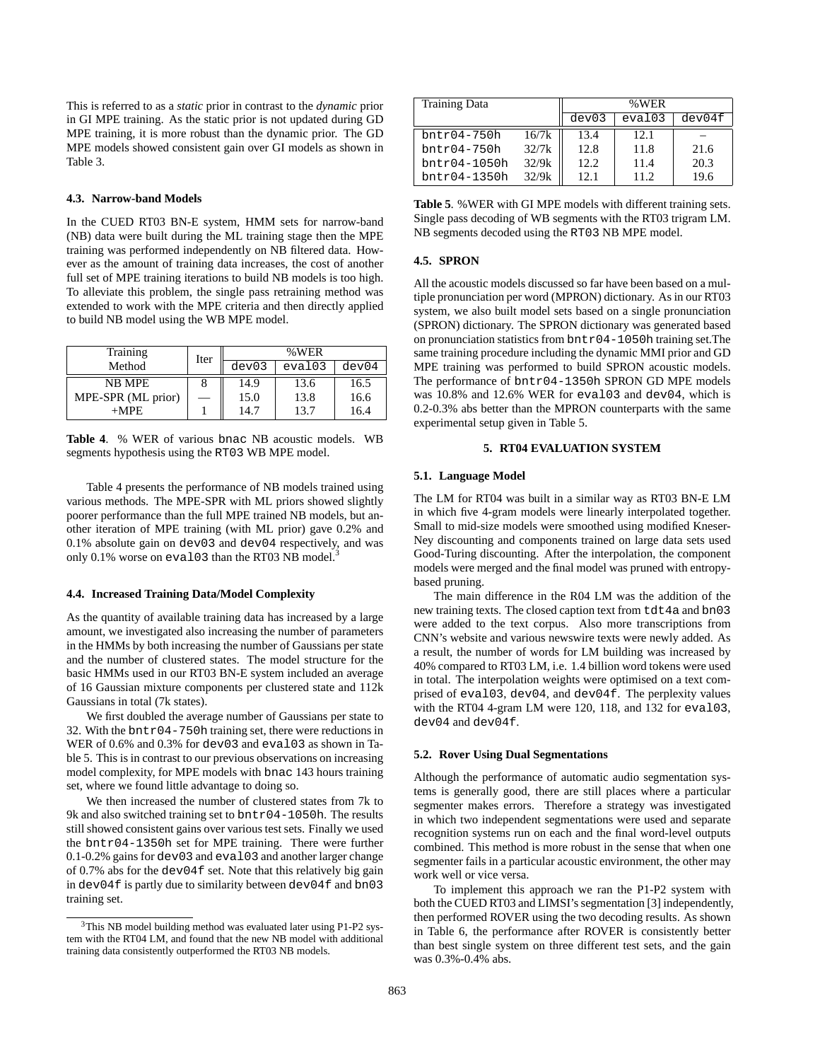This is referred to as a *static* prior in contrast to the *dynamic* prior in GI MPE training. As the static prior is not updated during GD MPE training, it is more robust than the dynamic prior. The GD MPE models showed consistent gain over GI models as shown in Table 3.

### 4.3. Narrow-band Models

In the CUED RT03 BN-E system, HMM sets for narrow-band (NB) data were built during the ML training stage then the MPE training was performed independently on NB filtered data. However as the amount of training data increases, the cost of another full set of MPE training iterations to build NB models is too high. To alleviate this problem, the single pass retraining method was extended to work with the MPE criteria and then directly applied to build NB model using the WB MPE model.

| Training Method | Iter | %WER | | |
|---|---|---|---|---|
| | | `dev03` | `eval03` | `dev04` |
| NB MPE | 8 | 14.9 | 13.6 | 16.5 |
| MPE-SPR (ML prior) | — | 15.0 | 13.8 | 16.6 |
| +MPE | 1 | 14.7 | 13.7 | 16.4 |

**Table 4**. % WER of various `bnac` NB acoustic models. WB segments hypothesis using the `RT03` WB MPE model.

Table 4 presents the performance of NB models trained using various methods. The MPE-SPR with ML priors showed slightly poorer performance than the full MPE trained NB models, but another iteration of MPE training (with ML prior) gave 0.2% and 0.1% absolute gain on `dev03` and `dev04` respectively, and was only 0.1% worse on `eval03` than the RT03 NB model.[3]

### 4.4. Increased Training Data/Model Complexity

As the quantity of available training data has increased by a large amount, we investigated also increasing the number of parameters in the HMMs by both increasing the number of Gaussians per state and the number of clustered states. The model structure for the basic HMMs used in our RT03 BN-E system included an average of 16 Gaussian mixture components per clustered state and 112k Gaussians in total (7k states).

We first doubled the average number of Gaussians per state to 32. With the `bntr04-750h` training set, there were reductions in WER of 0.6% and 0.3% for `dev03` and `eval03` as shown in Table 5. This is in contrast to our previous observations on increasing model complexity, for MPE models with `bnac` 143 hours training set, where we found little advantage to doing so.

We then increased the number of clustered states from 7k to 9k and also switched training set to `bntr04-1050h`. The results still showed consistent gains over various test sets. Finally we used the `bntr04-1350h` set for MPE training. There were further 0.1-0.2% gains for `dev03` and `eval03` and another larger change of 0.7% abs for the `dev04f` set. Note that this relatively big gain in `dev04f` is partly due to similarity between `dev04f` and `bn03` training set.

[3] This NB model building method was evaluated later using P1-P2 system with the RT04 LM, and found that the new NB model with additional training data consistently outperformed the RT03 NB models.

| Training Data | | %WER | | |
|---|---|---|---|---|
| | | `dev03` | `eval03` | `dev04f` |
| `bntr04-750h` | 16/7k | 13.4 | 12.1 | – |
| `bntr04-750h` | 32/7k | 12.8 | 11.8 | 21.6 |
| `bntr04-1050h` | 32/9k | 12.2 | 11.4 | 20.3 |
| `bntr04-1350h` | 32/9k | 12.1 | 11.2 | 19.6 |

**Table 5**. %WER with GI MPE models with different training sets. Single pass decoding of WB segments with the RT03 trigram LM. NB segments decoded using the `RT03` NB MPE model.

### 4.5. SPRON

All the acoustic models discussed so far have been based on a multiple pronunciation per word (MPRON) dictionary. As in our RT03 system, we also built model sets based on a single pronunciation (SPRON) dictionary. The SPRON dictionary was generated based on pronunciation statistics from `bntr04-1050h` training set.The same training procedure including the dynamic MMI prior and GD MPE training was performed to build SPRON acoustic models. The performance of `bntr04-1350h` SPRON GD MPE models was 10.8% and 12.6% WER for `eval03` and `dev04`, which is 0.2-0.3% abs better than the MPRON counterparts with the same experimental setup given in Table 5.

## 5. RT04 EVALUATION SYSTEM

### 5.1. Language Model

The LM for RT04 was built in a similar way as RT03 BN-E LM in which five 4-gram models were linearly interpolated together. Small to mid-size models were smoothed using modified Kneser-Ney discounting and components trained on large data sets used Good-Turing discounting. After the interpolation, the component models were merged and the final model was pruned with entropy-based pruning.

The main difference in the R04 LM was the addition of the new training texts. The closed caption text from `tdt4a` and `bn03` were added to the text corpus. Also more transcriptions from CNN's website and various newswire texts were newly added. As a result, the number of words for LM building was increased by 40% compared to RT03 LM, i.e. 1.4 billion word tokens were used in total. The interpolation weights were optimised on a text comprised of `eval03`, `dev04`, and `dev04f`. The perplexity values with the RT04 4-gram LM were 120, 118, and 132 for `eval03`, `dev04` and `dev04f`.

### 5.2. Rover Using Dual Segmentations

Although the performance of automatic audio segmentation systems is generally good, there are still places where a particular segmenter makes errors. Therefore a strategy was investigated in which two independent segmentations were used and separate recognition systems run on each and the final word-level outputs combined. This method is more robust in the sense that when one segmenter fails in a particular acoustic environment, the other may work well or vice versa.

To implement this approach we ran the P1-P2 system with both the CUED RT03 and LIMSI's segmentation [3] independently, then performed ROVER using the two decoding results. As shown in Table 6, the performance after ROVER is consistently better than best single system on three different test sets, and the gain was 0.3%-0.4% abs.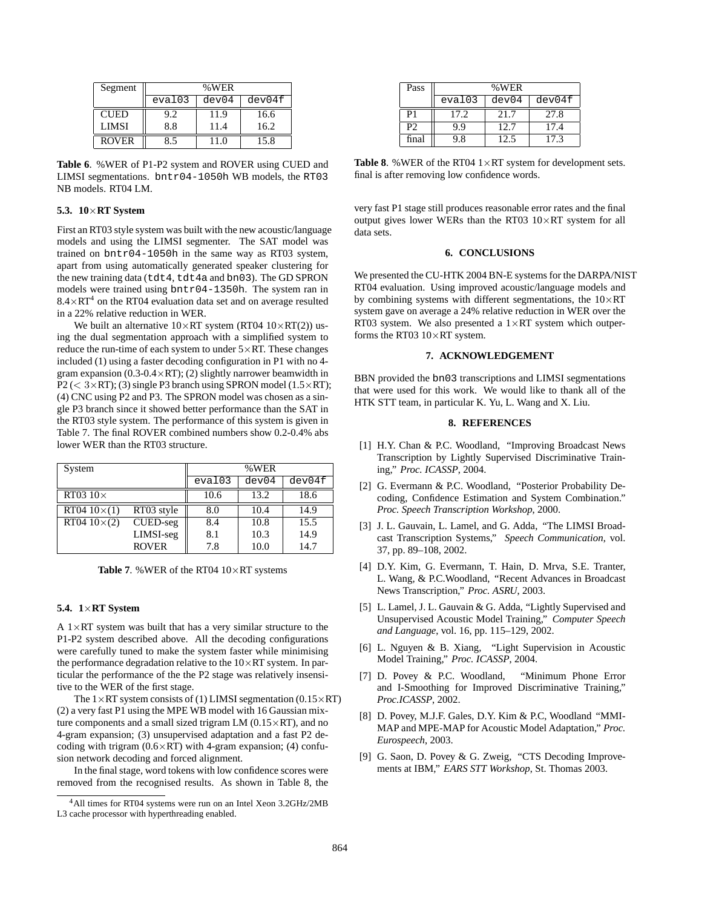| Segment | %WER | | |
|---|---|---|---|
| | eval03 | dev04 | dev04f |
| CUED | 9.2 | 11.9 | 16.6 |
| LIMSI | 8.8 | 11.4 | 16.2 |
| ROVER | 8.5 | 11.0 | 15.8 |

**Table 6**. %WER of P1-P2 system and ROVER using CUED and LIMSI segmentations. bntr04-1050h WB models, the RT03 NB models. RT04 LM.

### 5.3. 10×RT System

First an RT03 style system was built with the new acoustic/language models and using the LIMSI segmenter. The SAT model was trained on bntr04-1050h in the same way as RT03 system, apart from using automatically generated speaker clustering for the new training data (tdt4, tdt4a and bn03). The GD SPRON models were trained using bntr04-1350h. The system ran in 8.4×RT[4] on the RT04 evaluation data set and on average resulted in a 22% relative reduction in WER.

We built an alternative 10×RT system (RT04 10×RT(2)) using the dual segmentation approach with a simplified system to reduce the run-time of each system to under 5×RT. These changes included (1) using a faster decoding configuration in P1 with no 4-gram expansion (0.3-0.4×RT); (2) slightly narrower beamwidth in P2 ($<$ 3×RT); (3) single P3 branch using SPRON model (1.5×RT); (4) CNC using P2 and P3. The SPRON model was chosen as a single P3 branch since it showed better performance than the SAT in the RT03 style system. The performance of this system is given in Table 7. The final ROVER combined numbers show 0.2-0.4% abs lower WER than the RT03 structure.

| System | | %WER | | |
|---|---|---|---|---|
| | | eval03 | dev04 | dev04f |
| RT03 10× | | 10.6 | 13.2 | 18.6 |
| RT04 10×(1) | RT03 style | 8.0 | 10.4 | 14.9 |
| RT04 10×(2) | CUED-seg | 8.4 | 10.8 | 15.5 |
| | LIMSI-seg | 8.1 | 10.3 | 14.9 |
| | ROVER | 7.8 | 10.0 | 14.7 |

**Table 7**. %WER of the RT04 10×RT systems

### 5.4. 1×RT System

A 1×RT system was built that has a very similar structure to the P1-P2 system described above. All the decoding configurations were carefully tuned to make the system faster while minimising the performance degradation relative to the 10×RT system. In particular the performance of the the P2 stage was relatively insensitive to the WER of the first stage.

The 1×RT system consists of (1) LIMSI segmentation (0.15×RT) (2) a very fast P1 using the MPE WB model with 16 Gaussian mixture components and a small sized trigram LM (0.15×RT), and no 4-gram expansion; (3) unsupervised adaptation and a fast P2 decoding with trigram (0.6×RT) with 4-gram expansion; (4) confusion network decoding and forced alignment.

In the final stage, word tokens with low confidence scores were removed from the recognised results. As shown in Table 8, the very fast P1 stage still produces reasonable error rates and the final output gives lower WERs than the RT03 10×RT system for all data sets.

[4] All times for RT04 systems were run on an Intel Xeon 3.2GHz/2MB L3 cache processor with hyperthreading enabled.

| Pass | %WER | | |
|---|---|---|---|
| | eval03 | dev04 | dev04f |
| P1 | 17.2 | 21.7 | 27.8 |
| P2 | 9.9 | 12.7 | 17.4 |
| final | 9.8 | 12.5 | 17.3 |

**Table 8**. %WER of the RT04 1×RT system for development sets. final is after removing low confidence words.

## 6. CONCLUSIONS

We presented the CU-HTK 2004 BN-E systems for the DARPA/NIST RT04 evaluation. Using improved acoustic/language models and by combining systems with different segmentations, the 10×RT system gave on average a 24% relative reduction in WER over the RT03 system. We also presented a 1×RT system which outperforms the RT03 10×RT system.

## 7. ACKNOWLEDGEMENT

BBN provided the bn03 transcriptions and LIMSI segmentations that were used for this work. We would like to thank all of the HTK STT team, in particular K. Yu, L. Wang and X. Liu.

## 8. REFERENCES

[1] H.Y. Chan & P.C. Woodland, "Improving Broadcast News Transcription by Lightly Supervised Discriminative Training," *Proc. ICASSP*, 2004.

[2] G. Evermann & P.C. Woodland, "Posterior Probability Decoding, Confidence Estimation and System Combination." *Proc. Speech Transcription Workshop*, 2000.

[3] J. L. Gauvain, L. Lamel, and G. Adda, "The LIMSI Broadcast Transcription Systems," *Speech Communication*, vol. 37, pp. 89–108, 2002.

[4] D.Y. Kim, G. Evermann, T. Hain, D. Mrva, S.E. Tranter, L. Wang, & P.C.Woodland, "Recent Advances in Broadcast News Transcription," *Proc. ASRU*, 2003.

[5] L. Lamel, J. L. Gauvain & G. Adda, "Lightly Supervised and Unsupervised Acoustic Model Training," *Computer Speech and Language*, vol. 16, pp. 115–129, 2002.

[6] L. Nguyen & B. Xiang, "Light Supervision in Acoustic Model Training," *Proc. ICASSP*, 2004.

[7] D. Povey & P.C. Woodland, "Minimum Phone Error and I-Smoothing for Improved Discriminative Training," *Proc.ICASSP*, 2002.

[8] D. Povey, M.J.F. Gales, D.Y. Kim & P.C, Woodland "MMI-MAP and MPE-MAP for Acoustic Model Adaptation," *Proc. Eurospeech*, 2003.

[9] G. Saon, D. Povey & G. Zweig, "CTS Decoding Improvements at IBM," *EARS STT Workshop*, St. Thomas 2003.